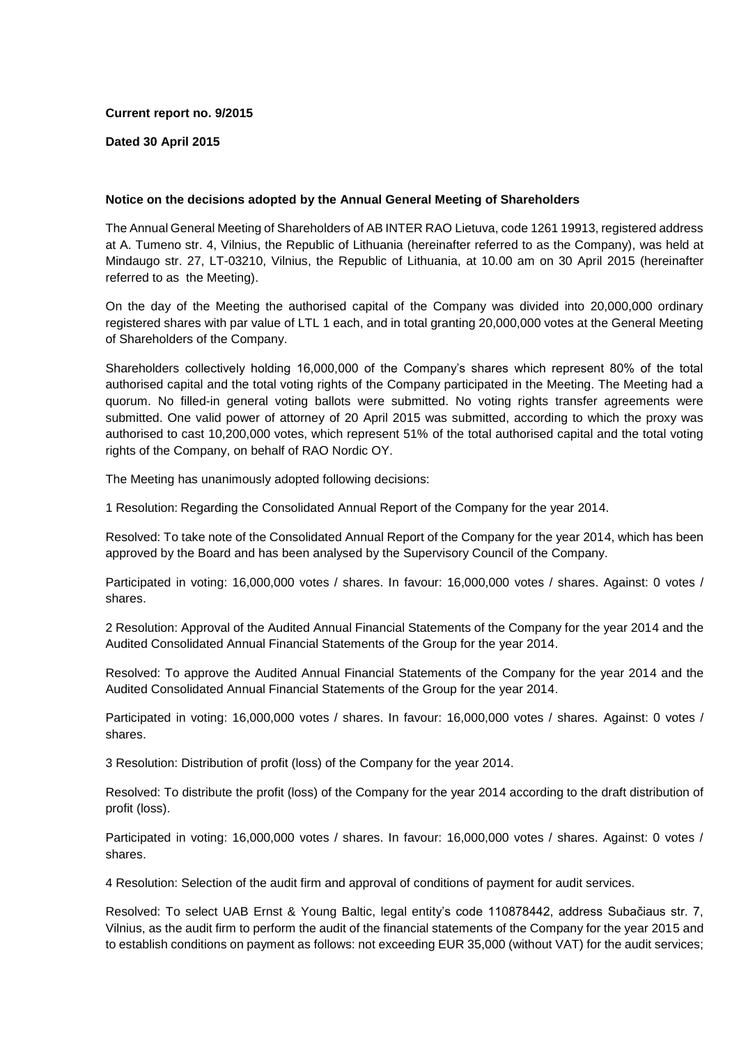**Current report no. 9/2015**

**Dated 30 April 2015**

**Notice on the decisions adopted by the Annual General Meeting of Shareholders**

The Annual General Meeting of Shareholders of AB INTER RAO Lietuva, code 1261 19913, registered address at A. Tumeno str. 4, Vilnius, the Republic of Lithuania (hereinafter referred to as the Company), was held at Mindaugo str. 27, LT-03210, Vilnius, the Republic of Lithuania, at 10.00 am on 30 April 2015 (hereinafter referred to as the Meeting).

On the day of the Meeting the authorised capital of the Company was divided into 20,000,000 ordinary registered shares with par value of LTL 1 each, and in total granting 20,000,000 votes at the General Meeting of Shareholders of the Company.

Shareholders collectively holding 16,000,000 of the Company's shares which represent 80% of the total authorised capital and the total voting rights of the Company participated in the Meeting. The Meeting had a quorum. No filled-in general voting ballots were submitted. No voting rights transfer agreements were submitted. One valid power of attorney of 20 April 2015 was submitted, according to which the proxy was authorised to cast 10,200,000 votes, which represent 51% of the total authorised capital and the total voting rights of the Company, on behalf of RAO Nordic OY.

The Meeting has unanimously adopted following decisions:

1 Resolution: Regarding the Consolidated Annual Report of the Company for the year 2014.

Resolved: To take note of the Consolidated Annual Report of the Company for the year 2014, which has been approved by the Board and has been analysed by the Supervisory Council of the Company.

Participated in voting: 16,000,000 votes / shares. In favour: 16,000,000 votes / shares. Against: 0 votes / shares.

2 Resolution: Approval of the Audited Annual Financial Statements of the Company for the year 2014 and the Audited Consolidated Annual Financial Statements of the Group for the year 2014.

Resolved: To approve the Audited Annual Financial Statements of the Company for the year 2014 and the Audited Consolidated Annual Financial Statements of the Group for the year 2014.

Participated in voting: 16,000,000 votes / shares. In favour: 16,000,000 votes / shares. Against: 0 votes / shares.

3 Resolution: Distribution of profit (loss) of the Company for the year 2014.

Resolved: To distribute the profit (loss) of the Company for the year 2014 according to the draft distribution of profit (loss).

Participated in voting: 16,000,000 votes / shares. In favour: 16,000,000 votes / shares. Against: 0 votes / shares.

4 Resolution: Selection of the audit firm and approval of conditions of payment for audit services.

Resolved: To select UAB Ernst & Young Baltic, legal entity's code 110878442, address Subačiaus str. 7, Vilnius, as the audit firm to perform the audit of the financial statements of the Company for the year 2015 and to establish conditions on payment as follows: not exceeding EUR 35,000 (without VAT) for the audit services;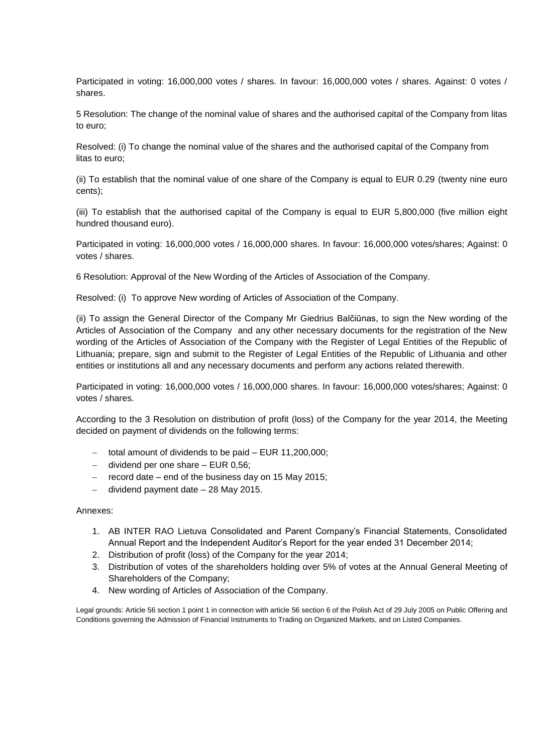Participated in voting: 16,000,000 votes / shares. In favour: 16,000,000 votes / shares. Against: 0 votes / shares.

5 Resolution: The change of the nominal value of shares and the authorised capital of the Company from litas to euro;

Resolved: (i) To change the nominal value of the shares and the authorised capital of the Company from litas to euro;

(ii) To establish that the nominal value of one share of the Company is equal to EUR 0.29 (twenty nine euro cents);

(iii) To establish that the authorised capital of the Company is equal to EUR 5,800,000 (five million eight hundred thousand euro).

Participated in voting: 16,000,000 votes / 16,000,000 shares. In favour: 16,000,000 votes/shares; Against: 0 votes / shares.

6 Resolution: Approval of the New Wording of the Articles of Association of the Company.

Resolved: (i) To approve New wording of Articles of Association of the Company.

(ii) To assign the General Director of the Company Mr Giedrius Balčiūnas, to sign the New wording of the Articles of Association of the Company and any other necessary documents for the registration of the New wording of the Articles of Association of the Company with the Register of Legal Entities of the Republic of Lithuania; prepare, sign and submit to the Register of Legal Entities of the Republic of Lithuania and other entities or institutions all and any necessary documents and perform any actions related therewith.

Participated in voting: 16,000,000 votes / 16,000,000 shares. In favour: 16,000,000 votes/shares; Against: 0 votes / shares.

According to the 3 Resolution on distribution of profit (loss) of the Company for the year 2014, the Meeting decided on payment of dividends on the following terms:

- total amount of dividends to be paid – EUR 11,200,000;
- dividend per one share – EUR 0,56;
- record date – end of the business day on 15 May 2015;
- dividend payment date – 28 May 2015.

Annexes:

1. AB INTER RAO Lietuva Consolidated and Parent Company's Financial Statements, Consolidated Annual Report and the Independent Auditor's Report for the year ended 31 December 2014;
2. Distribution of profit (loss) of the Company for the year 2014;
3. Distribution of votes of the shareholders holding over 5% of votes at the Annual General Meeting of Shareholders of the Company;
4. New wording of Articles of Association of the Company.

Legal grounds: Article 56 section 1 point 1 in connection with article 56 section 6 of the Polish Act of 29 July 2005 on Public Offering and Conditions governing the Admission of Financial Instruments to Trading on Organized Markets, and on Listed Companies.